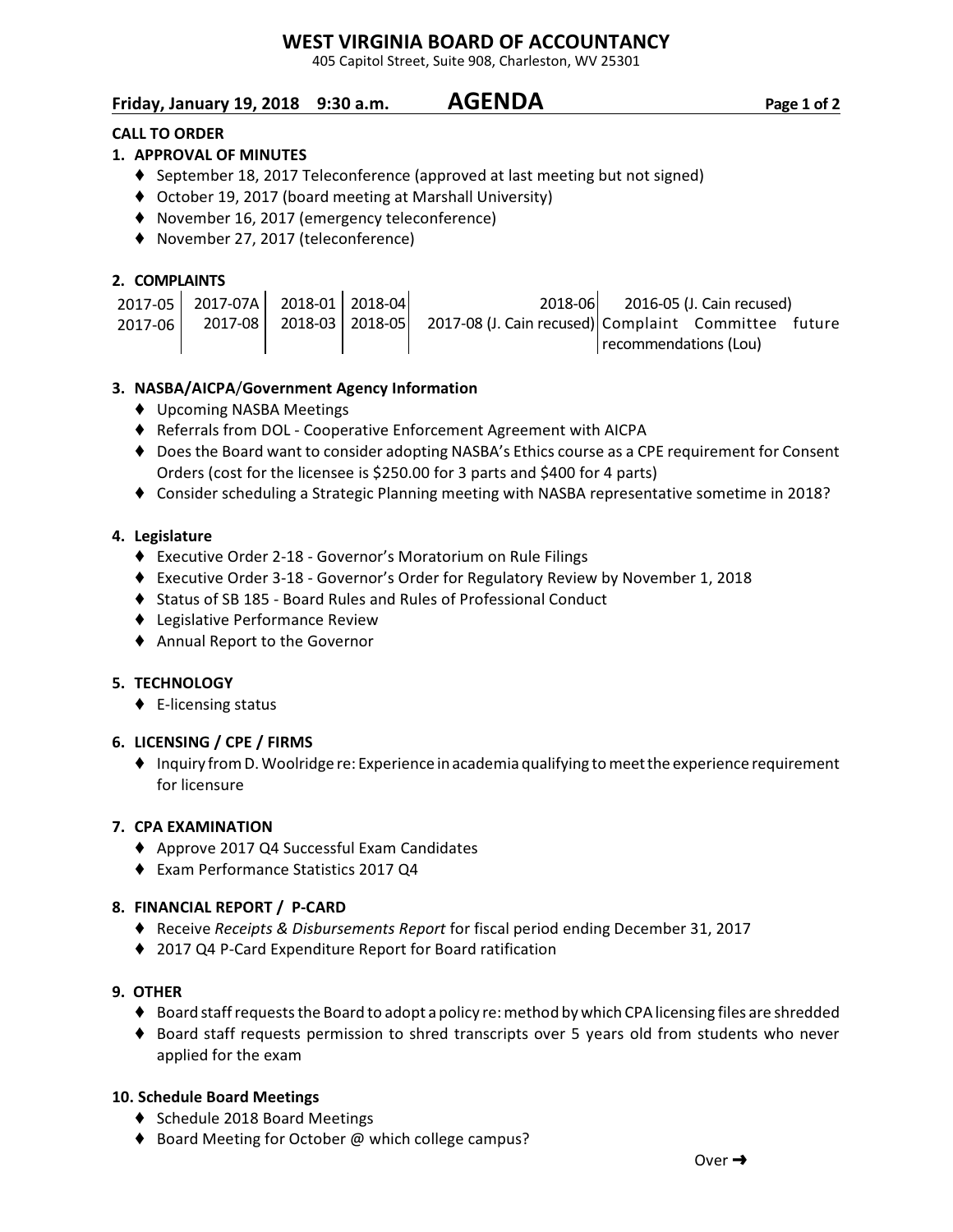# WEST VIRGINIA BOARD OF ACCOUNTANCY

405 Capitol Street, Suite 908, Charleston, WV 25301

**Friday, January 19, 2018 9:30 a.m.** **AGENDA**

**CALL TO ORDER**

**1. APPROVAL OF MINUTES**

- September 18, 2017 Teleconference (approved at last meeting but not signed)
- October 19, 2017 (board meeting at Marshall University)
- November 16, 2017 (emergency teleconference)
- November 27, 2017 (teleconference)

**2. COMPLAINTS**

| | | | | | |
|---|---|---|---|---|---|
| 2017-05 | 2017-07A | 2018-01 | 2018-04 | 2018-06 | 2016-05 (J. Cain recused) |
| 2017-06 | 2017-08 | 2018-03 | 2018-05 | 2017-08 (J. Cain recused) | Complaint Committee future recommendations (Lou) |

**3. NASBA/AICPA/Government Agency Information**

- Upcoming NASBA Meetings
- Referrals from DOL - Cooperative Enforcement Agreement with AICPA
- Does the Board want to consider adopting NASBA's Ethics course as a CPE requirement for Consent Orders (cost for the licensee is $250.00 for 3 parts and $400 for 4 parts)
- Consider scheduling a Strategic Planning meeting with NASBA representative sometime in 2018?

**4. Legislature**

- Executive Order 2-18 - Governor's Moratorium on Rule Filings
- Executive Order 3-18 - Governor's Order for Regulatory Review by November 1, 2018
- Status of SB 185 - Board Rules and Rules of Professional Conduct
- Legislative Performance Review
- Annual Report to the Governor

**5. TECHNOLOGY**

- E-licensing status

**6. LICENSING / CPE / FIRMS**

- Inquiry from D. Woolridge re: Experience in academia qualifying to meet the experience requirement for licensure

**7. CPA EXAMINATION**

- Approve 2017 Q4 Successful Exam Candidates
- Exam Performance Statistics 2017 Q4

**8. FINANCIAL REPORT / P-CARD**

- Receive *Receipts & Disbursements Report* for fiscal period ending December 31, 2017
- 2017 Q4 P-Card Expenditure Report for Board ratification

**9. OTHER**

- Board staff requests the Board to adopt a policy re: method by which CPA licensing files are shredded
- Board staff requests permission to shred transcripts over 5 years old from students who never applied for the exam

**10. Schedule Board Meetings**

- Schedule 2018 Board Meetings
- Board Meeting for October @ which college campus?

Over ➜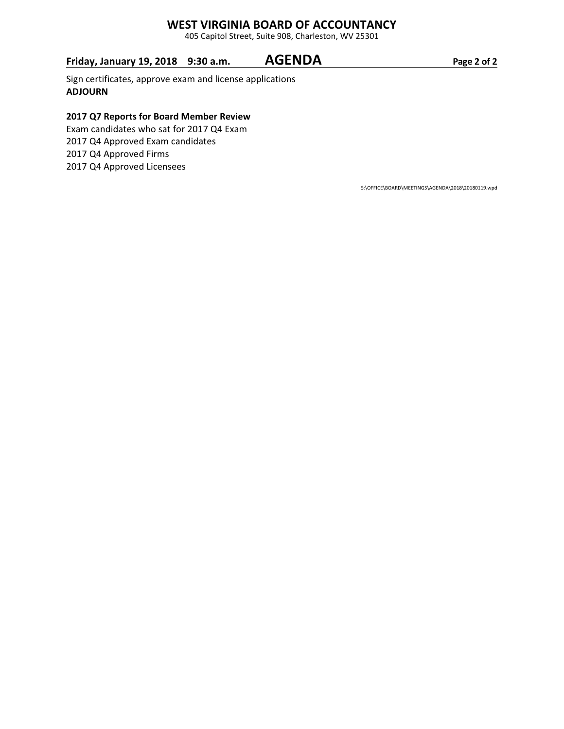Sign certificates, approve exam and license applications

**ADJOURN**

**2017 Q7 Reports for Board Member Review**

Exam candidates who sat for 2017 Q4 Exam

2017 Q4 Approved Exam candidates

2017 Q4 Approved Firms

2017 Q4 Approved Licensees

S:\OFFICE\BOARD\MEETINGS\AGENDA\2018\20180119.wpd